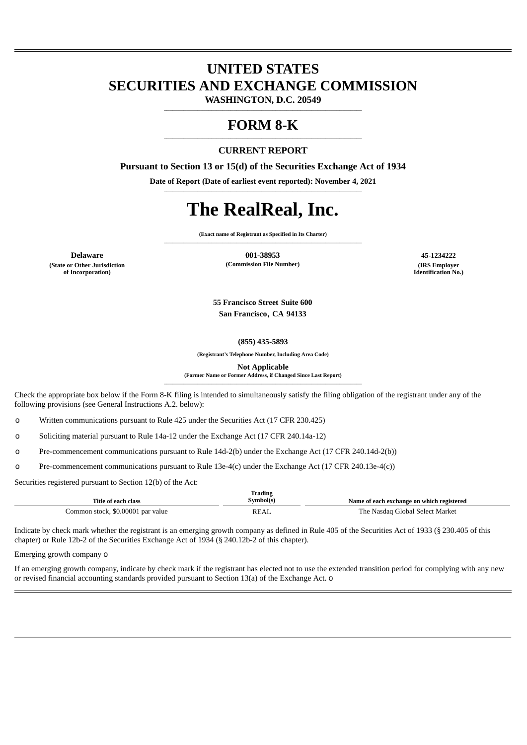# UNITED STATES
# SECURITIES AND EXCHANGE COMMISSION

**WASHINGTON, D.C. 20549**

## FORM 8-K

**CURRENT REPORT**

**Pursuant to Section 13 or 15(d) of the Securities Exchange Act of 1934**

**Date of Report (Date of earliest event reported): November 4, 2021**

# The RealReal, Inc.

**(Exact name of Registrant as Specified in Its Charter)**

| | | |
|---|---|---|
| **Delaware** | **001-38953** | **45-1234222** |
| **(State or Other Jurisdiction of Incorporation)** | **(Commission File Number)** | **(IRS Employer Identification No.)** |

**55 Francisco Street Suite 600**
**San Francisco, CA 94133**

**(855) 435-5893**
**(Registrant's Telephone Number, Including Area Code)**

**Not Applicable**
**(Former Name or Former Address, if Changed Since Last Report)**

Check the appropriate box below if the Form 8-K filing is intended to simultaneously satisfy the filing obligation of the registrant under any of the following provisions (see General Instructions A.2. below):

o Written communications pursuant to Rule 425 under the Securities Act (17 CFR 230.425)

o Soliciting material pursuant to Rule 14a-12 under the Exchange Act (17 CFR 240.14a-12)

o Pre-commencement communications pursuant to Rule 14d-2(b) under the Exchange Act (17 CFR 240.14d-2(b))

o Pre-commencement communications pursuant to Rule 13e-4(c) under the Exchange Act (17 CFR 240.13e-4(c))

Securities registered pursuant to Section 12(b) of the Act:

| Title of each class | Trading Symbol(s) | Name of each exchange on which registered |
|---|---|---|
| Common stock, $0.00001 par value | REAL | The Nasdaq Global Select Market |

Indicate by check mark whether the registrant is an emerging growth company as defined in Rule 405 of the Securities Act of 1933 (§ 230.405 of this chapter) or Rule 12b-2 of the Securities Exchange Act of 1934 (§ 240.12b-2 of this chapter).

Emerging growth company o

If an emerging growth company, indicate by check mark if the registrant has elected not to use the extended transition period for complying with any new or revised financial accounting standards provided pursuant to Section 13(a) of the Exchange Act. o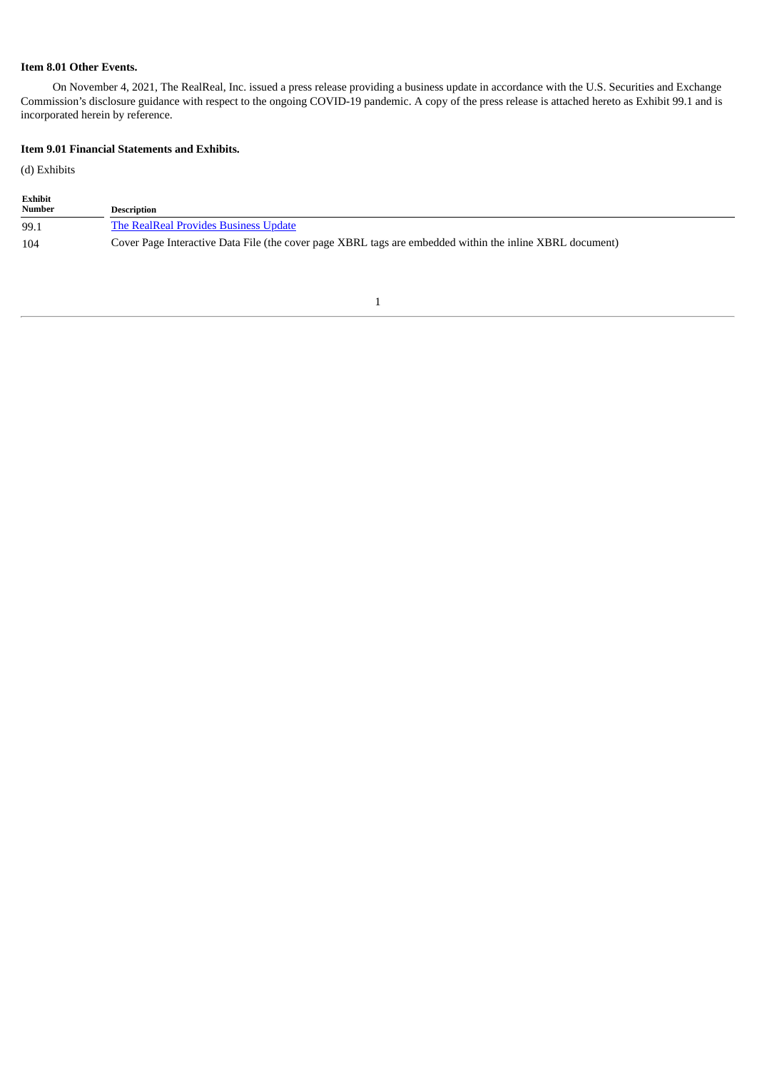**Item 8.01 Other Events.**

On November 4, 2021, The RealReal, Inc. issued a press release providing a business update in accordance with the U.S. Securities and Exchange Commission's disclosure guidance with respect to the ongoing COVID-19 pandemic. A copy of the press release is attached hereto as Exhibit 99.1 and is incorporated herein by reference.

**Item 9.01 Financial Statements and Exhibits.**

(d) Exhibits

| Exhibit Number | Description |
|---|---|
| 99.1 | The RealReal Provides Business Update |
| 104 | Cover Page Interactive Data File (the cover page XBRL tags are embedded within the inline XBRL document) |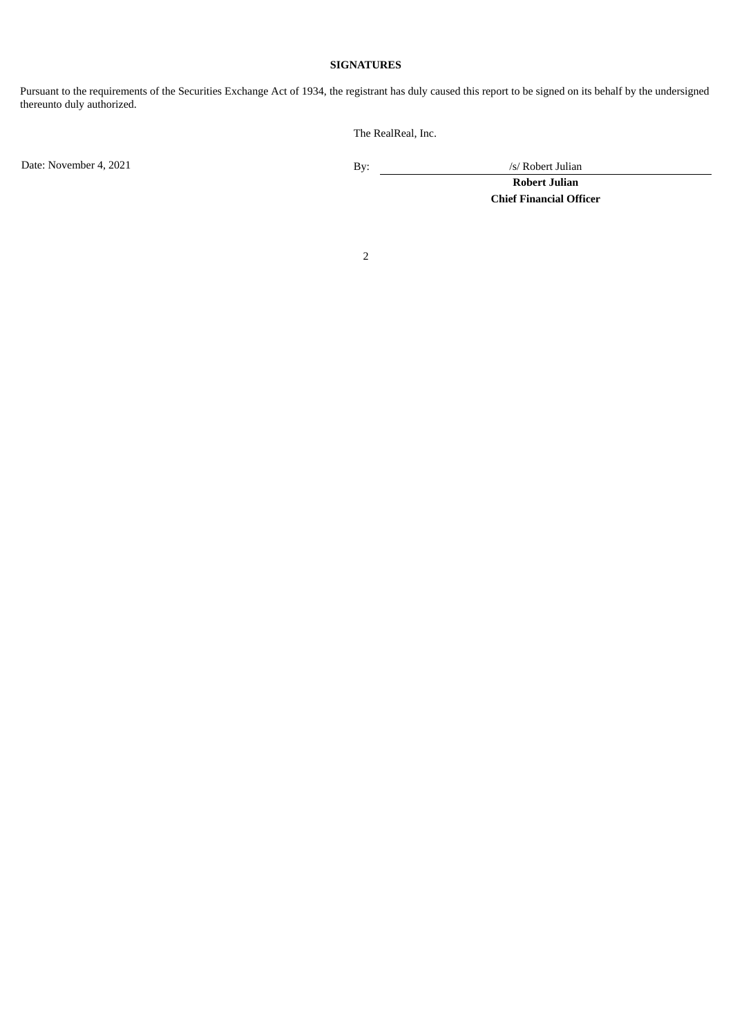**SIGNATURES**

Pursuant to the requirements of the Securities Exchange Act of 1934, the registrant has duly caused this report to be signed on its behalf by the undersigned thereunto duly authorized.

The RealReal, Inc.

Date: November 4, 2021

By: /s/ Robert Julian

**Robert Julian**

**Chief Financial Officer**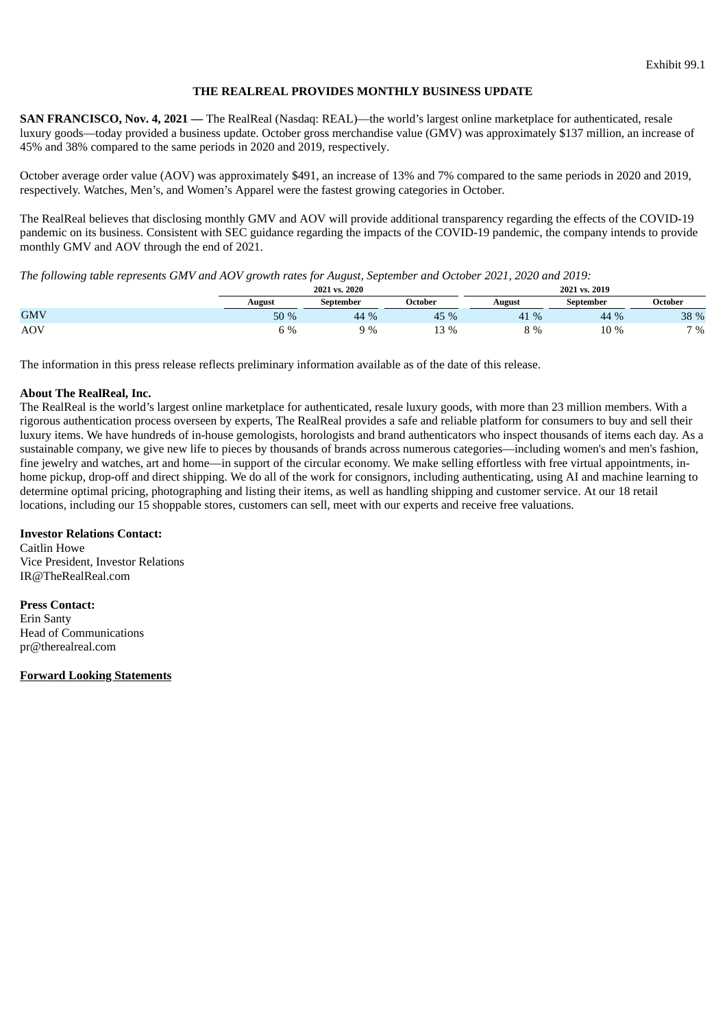Exhibit 99.1

# THE REALREAL PROVIDES MONTHLY BUSINESS UPDATE

**SAN FRANCISCO, Nov. 4, 2021 —** The RealReal (Nasdaq: REAL)—the world's largest online marketplace for authenticated, resale luxury goods—today provided a business update. October gross merchandise value (GMV) was approximately $137 million, an increase of 45% and 38% compared to the same periods in 2020 and 2019, respectively.

October average order value (AOV) was approximately $491, an increase of 13% and 7% compared to the same periods in 2020 and 2019, respectively. Watches, Men's, and Women's Apparel were the fastest growing categories in October.

The RealReal believes that disclosing monthly GMV and AOV will provide additional transparency regarding the effects of the COVID-19 pandemic on its business. Consistent with SEC guidance regarding the impacts of the COVID-19 pandemic, the company intends to provide monthly GMV and AOV through the end of 2021.

*The following table represents GMV and AOV growth rates for August, September and October 2021, 2020 and 2019:*

| | 2021 vs. 2020 | | | 2021 vs. 2019 | | |
|---|---|---|---|---|---|---|
| | August | September | October | August | September | October |
| GMV | 50 % | 44 % | 45 % | 41 % | 44 % | 38 % |
| AOV | 6 % | 9 % | 13 % | 8 % | 10 % | 7 % |

The information in this press release reflects preliminary information available as of the date of this release.

**About The RealReal, Inc.**

The RealReal is the world's largest online marketplace for authenticated, resale luxury goods, with more than 23 million members. With a rigorous authentication process overseen by experts, The RealReal provides a safe and reliable platform for consumers to buy and sell their luxury items. We have hundreds of in-house gemologists, horologists and brand authenticators who inspect thousands of items each day. As a sustainable company, we give new life to pieces by thousands of brands across numerous categories—including women's and men's fashion, fine jewelry and watches, art and home—in support of the circular economy. We make selling effortless with free virtual appointments, in-home pickup, drop-off and direct shipping. We do all of the work for consignors, including authenticating, using AI and machine learning to determine optimal pricing, photographing and listing their items, as well as handling shipping and customer service. At our 18 retail locations, including our 15 shoppable stores, customers can sell, meet with our experts and receive free valuations.

**Investor Relations Contact:**
Caitlin Howe
Vice President, Investor Relations
IR@TheRealReal.com

**Press Contact:**
Erin Santy
Head of Communications
pr@therealreal.com

**Forward Looking Statements**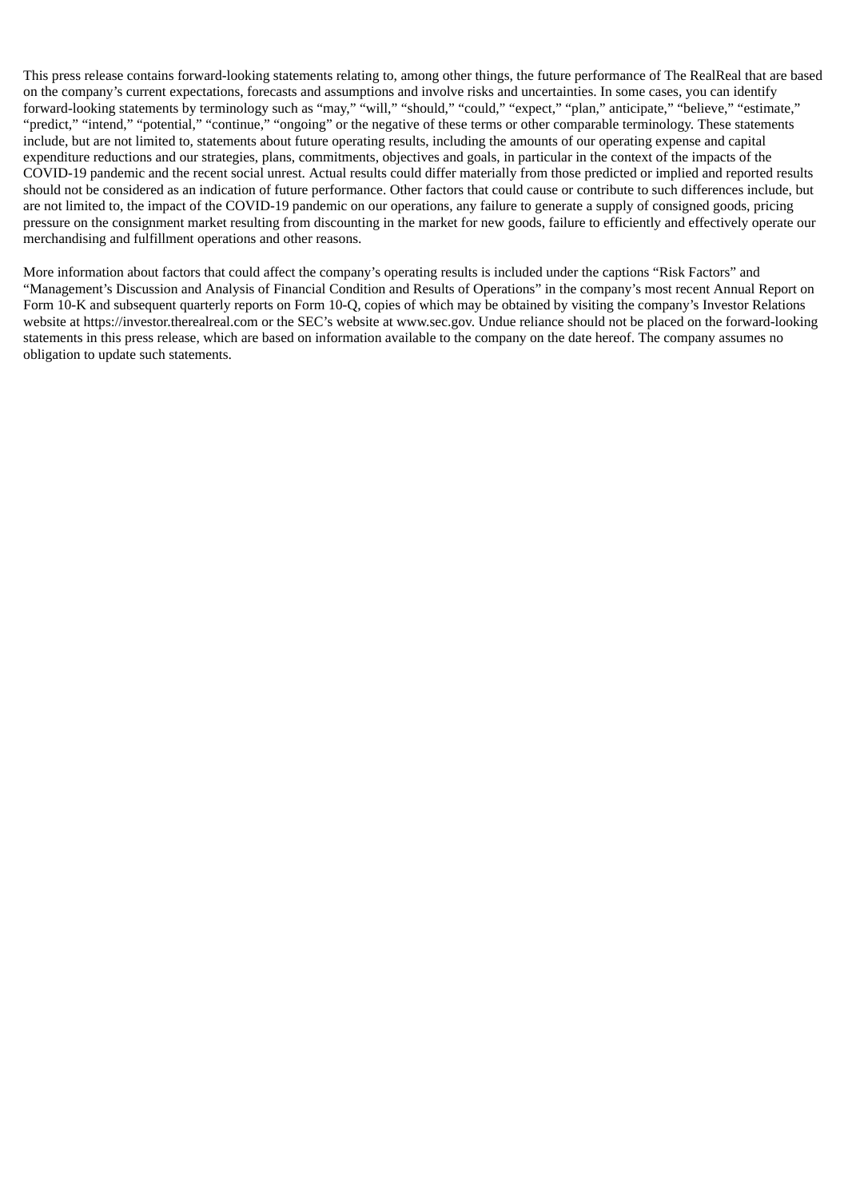This press release contains forward-looking statements relating to, among other things, the future performance of The RealReal that are based on the company's current expectations, forecasts and assumptions and involve risks and uncertainties. In some cases, you can identify forward-looking statements by terminology such as "may," "will," "should," "could," "expect," "plan," anticipate," "believe," "estimate," "predict," "intend," "potential," "continue," "ongoing" or the negative of these terms or other comparable terminology. These statements include, but are not limited to, statements about future operating results, including the amounts of our operating expense and capital expenditure reductions and our strategies, plans, commitments, objectives and goals, in particular in the context of the impacts of the COVID-19 pandemic and the recent social unrest. Actual results could differ materially from those predicted or implied and reported results should not be considered as an indication of future performance. Other factors that could cause or contribute to such differences include, but are not limited to, the impact of the COVID-19 pandemic on our operations, any failure to generate a supply of consigned goods, pricing pressure on the consignment market resulting from discounting in the market for new goods, failure to efficiently and effectively operate our merchandising and fulfillment operations and other reasons.

More information about factors that could affect the company's operating results is included under the captions "Risk Factors" and "Management's Discussion and Analysis of Financial Condition and Results of Operations" in the company's most recent Annual Report on Form 10-K and subsequent quarterly reports on Form 10-Q, copies of which may be obtained by visiting the company's Investor Relations website at https://investor.therealreal.com or the SEC's website at www.sec.gov. Undue reliance should not be placed on the forward-looking statements in this press release, which are based on information available to the company on the date hereof. The company assumes no obligation to update such statements.